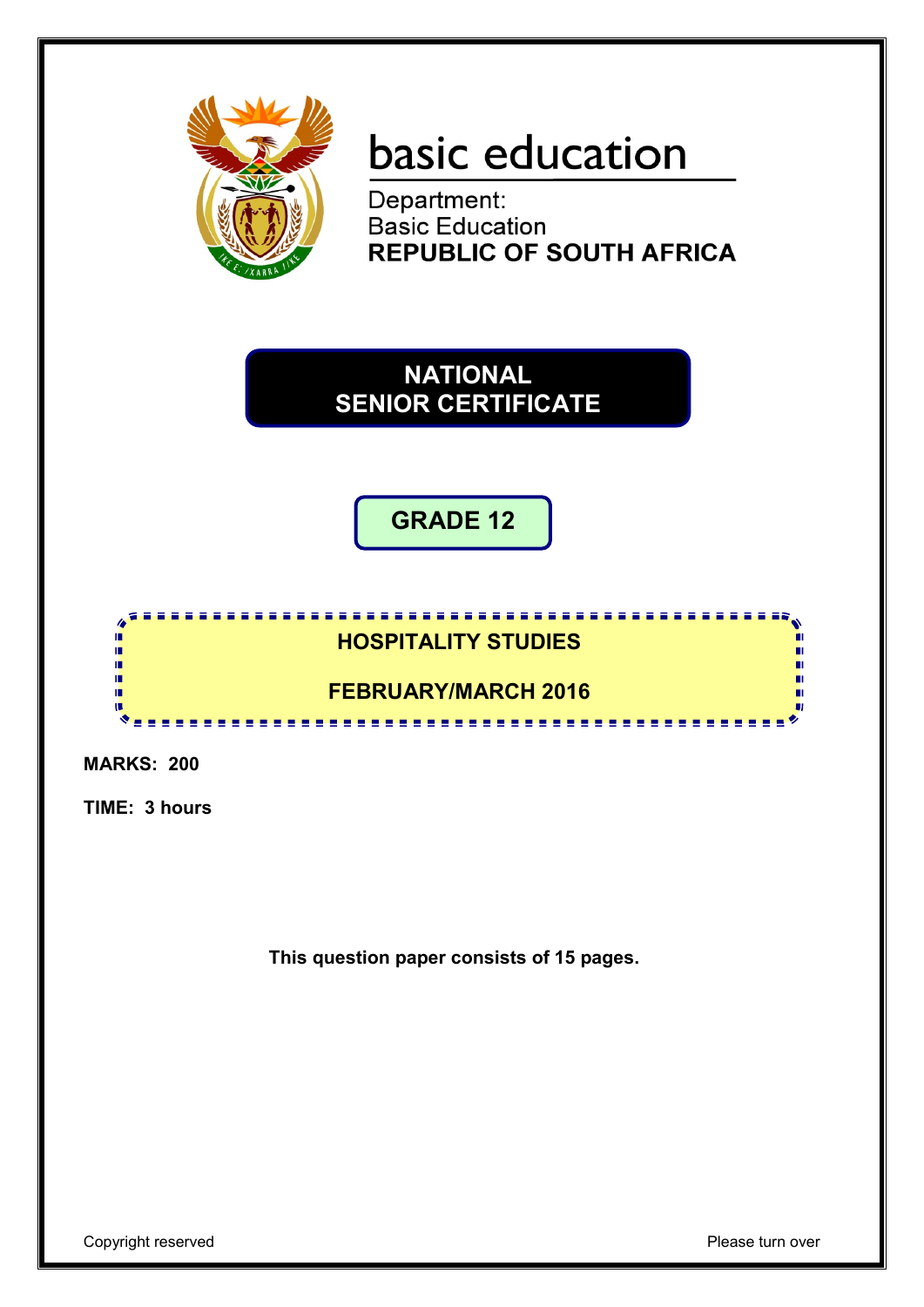basic education

Department:
Basic Education
**REPUBLIC OF SOUTH AFRICA**

# NATIONAL SENIOR CERTIFICATE

## GRADE 12

## HOSPITALITY STUDIES

## FEBRUARY/MARCH 2016

**MARKS: 200**

**TIME: 3 hours**

**This question paper consists of 15 pages.**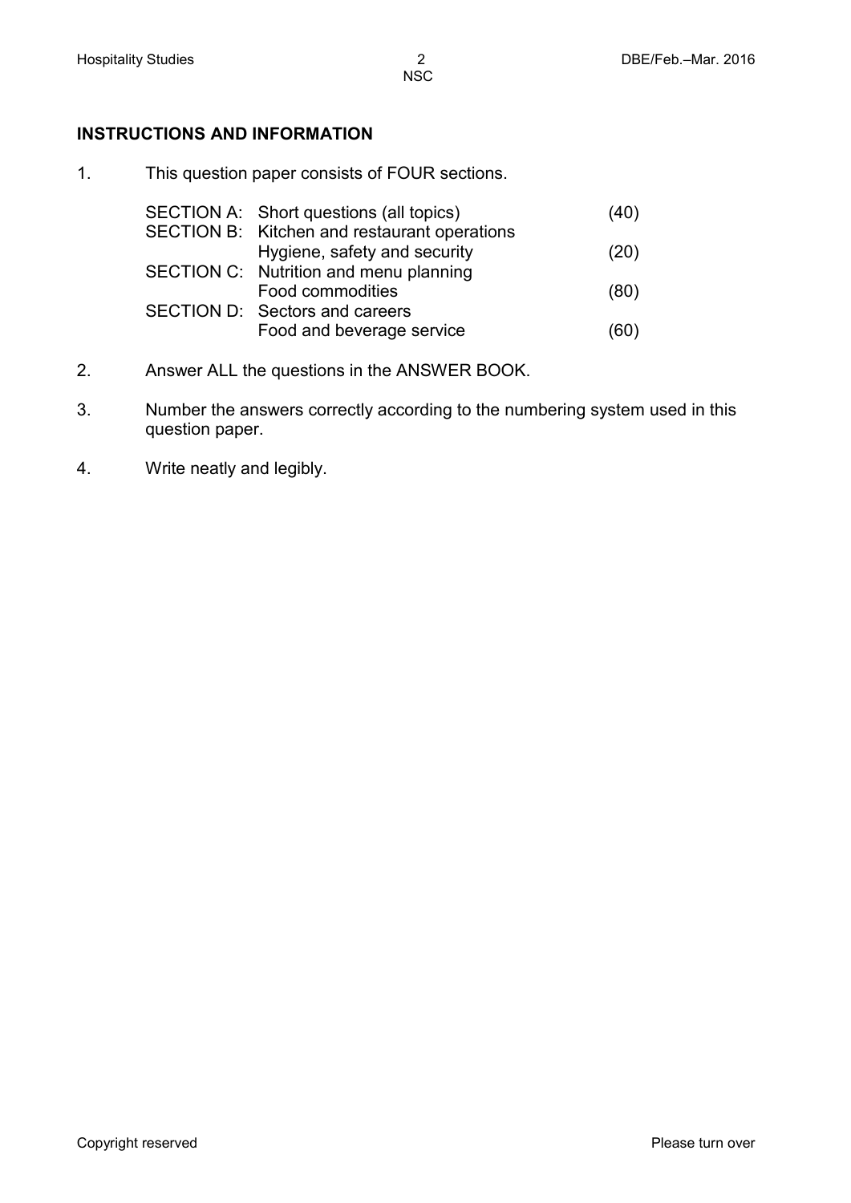## INSTRUCTIONS AND INFORMATION

1. This question paper consists of FOUR sections.

| | | |
|---|---|---|
| SECTION A: | Short questions (all topics) | (40) |
| SECTION B: | Kitchen and restaurant operations<br>Hygiene, safety and security | (20) |
| SECTION C: | Nutrition and menu planning<br>Food commodities | (80) |
| SECTION D: | Sectors and careers<br>Food and beverage service | (60) |

2. Answer ALL the questions in the ANSWER BOOK.

3. Number the answers correctly according to the numbering system used in this question paper.

4. Write neatly and legibly.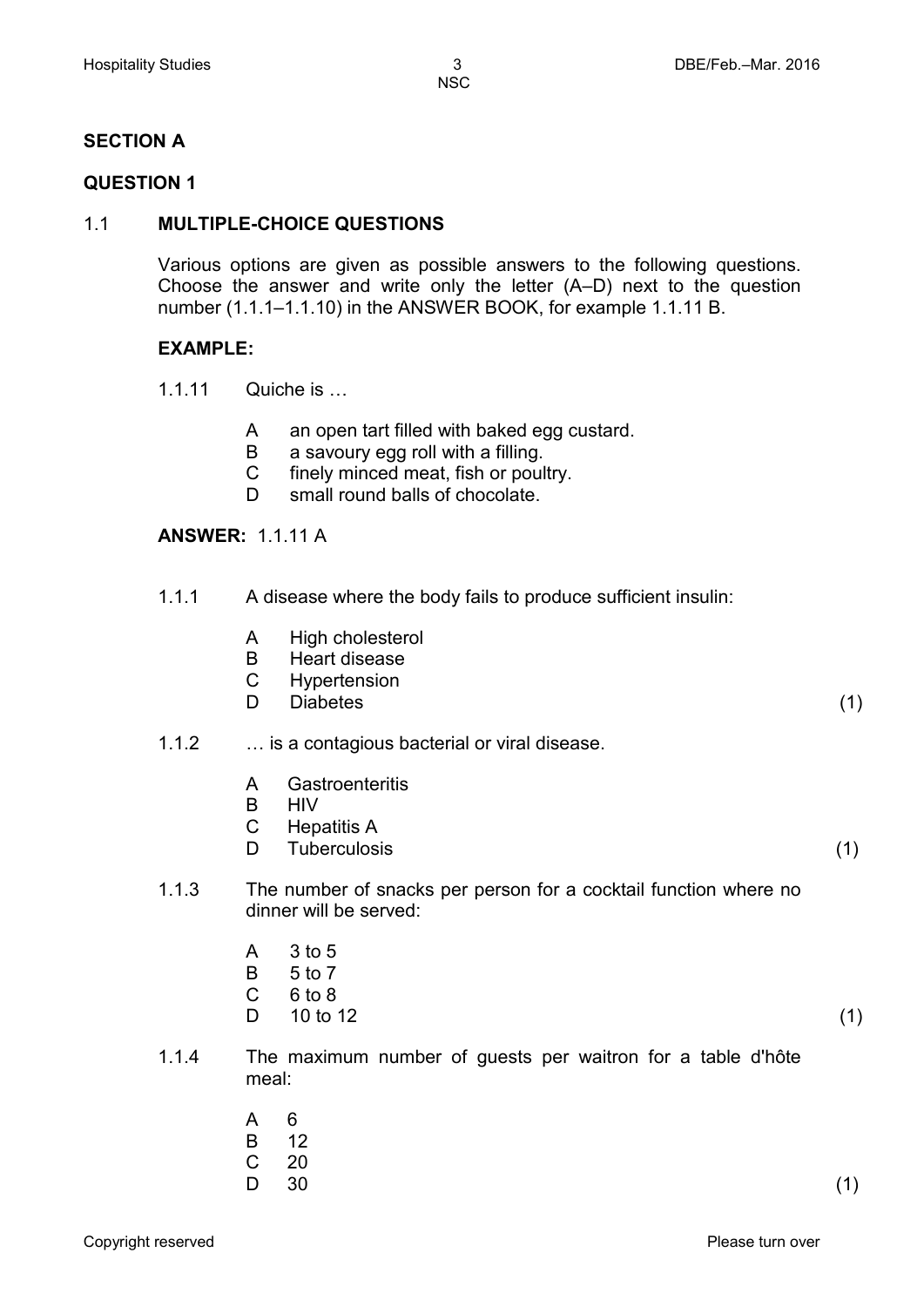## SECTION A

## QUESTION 1

### 1.1 MULTIPLE-CHOICE QUESTIONS

Various options are given as possible answers to the following questions. Choose the answer and write only the letter (A–D) next to the question number (1.1.1–1.1.10) in the ANSWER BOOK, for example 1.1.11 B.

**EXAMPLE:**

1.1.11 Quiche is …

- A an open tart filled with baked egg custard.
- B a savoury egg roll with a filling.
- C finely minced meat, fish or poultry.
- D small round balls of chocolate.

**ANSWER:** 1.1.11 A

1.1.1 A disease where the body fails to produce sufficient insulin:

- A High cholesterol
- B Heart disease
- C Hypertension
- D Diabetes (1)

1.1.2 … is a contagious bacterial or viral disease.

- A Gastroenteritis
- B HIV
- C Hepatitis A
- D Tuberculosis (1)

1.1.3 The number of snacks per person for a cocktail function where no dinner will be served:

- A 3 to 5
- B 5 to 7
- C 6 to 8
- D 10 to 12 (1)

1.1.4 The maximum number of guests per waitron for a table d'hôte meal:

- A 6
- B 12
- C 20
- D 30 (1)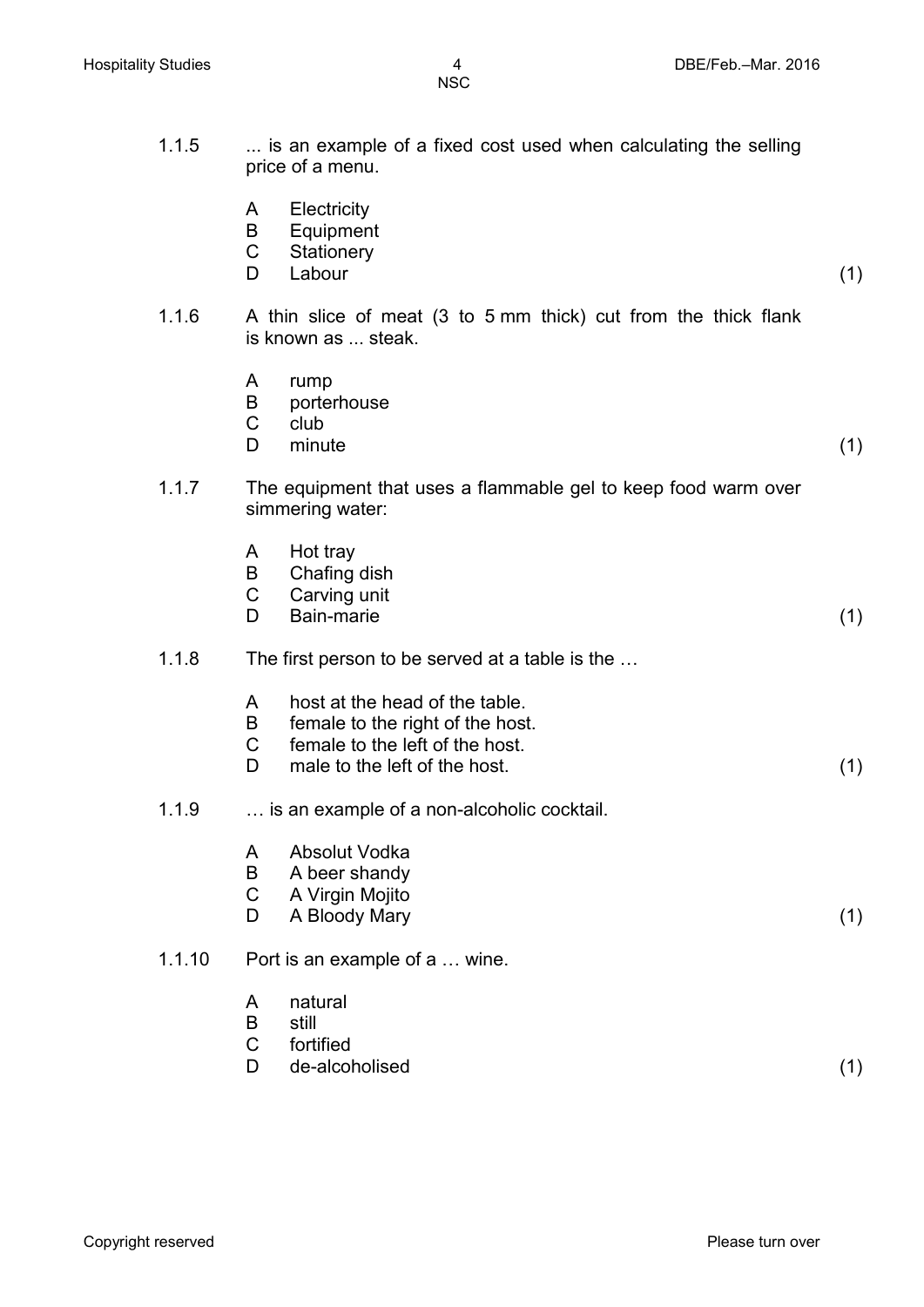1.1.5 ... is an example of a fixed cost used when calculating the selling price of a menu.

A Electricity
B Equipment
C Stationery
D Labour (1)

1.1.6 A thin slice of meat (3 to 5 mm thick) cut from the thick flank is known as ... steak.

A rump
B porterhouse
C club
D minute (1)

1.1.7 The equipment that uses a flammable gel to keep food warm over simmering water:

A Hot tray
B Chafing dish
C Carving unit
D Bain-marie (1)

1.1.8 The first person to be served at a table is the …

A host at the head of the table.
B female to the right of the host.
C female to the left of the host.
D male to the left of the host. (1)

1.1.9 … is an example of a non-alcoholic cocktail.

A Absolut Vodka
B A beer shandy
C A Virgin Mojito
D A Bloody Mary (1)

1.1.10 Port is an example of a … wine.

A natural
B still
C fortified
D de-alcoholised (1)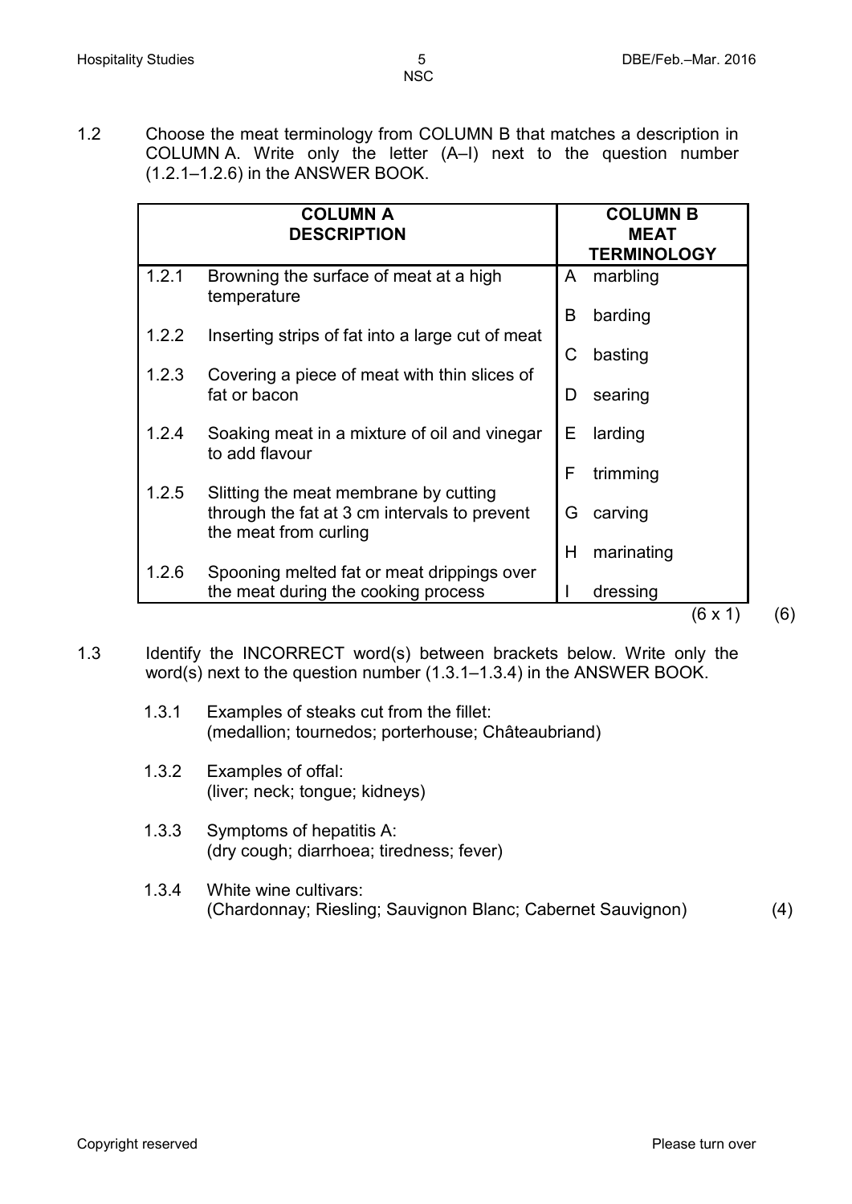1.2 Choose the meat terminology from COLUMN B that matches a description in COLUMN A. Write only the letter (A–I) next to the question number (1.2.1–1.2.6) in the ANSWER BOOK.

| COLUMN A DESCRIPTION | | COLUMN B MEAT TERMINOLOGY | |
|---|---|---|---|
| 1.2.1 | Browning the surface of meat at a high temperature | A | marbling |
| | | B | barding |
| 1.2.2 | Inserting strips of fat into a large cut of meat | C | basting |
| 1.2.3 | Covering a piece of meat with thin slices of fat or bacon | D | searing |
| 1.2.4 | Soaking meat in a mixture of oil and vinegar to add flavour | E | larding |
| | | F | trimming |
| 1.2.5 | Slitting the meat membrane by cutting through the fat at 3 cm intervals to prevent the meat from curling | G | carving |
| | | H | marinating |
| 1.2.6 | Spooning melted fat or meat drippings over the meat during the cooking process | I | dressing |

(6 x 1) (6)

1.3 Identify the INCORRECT word(s) between brackets below. Write only the word(s) next to the question number (1.3.1–1.3.4) in the ANSWER BOOK.

1.3.1 Examples of steaks cut from the fillet:
(medallion; tournedos; porterhouse; Châteaubriand)

1.3.2 Examples of offal:
(liver; neck; tongue; kidneys)

1.3.3 Symptoms of hepatitis A:
(dry cough; diarrhoea; tiredness; fever)

1.3.4 White wine cultivars:
(Chardonnay; Riesling; Sauvignon Blanc; Cabernet Sauvignon) (4)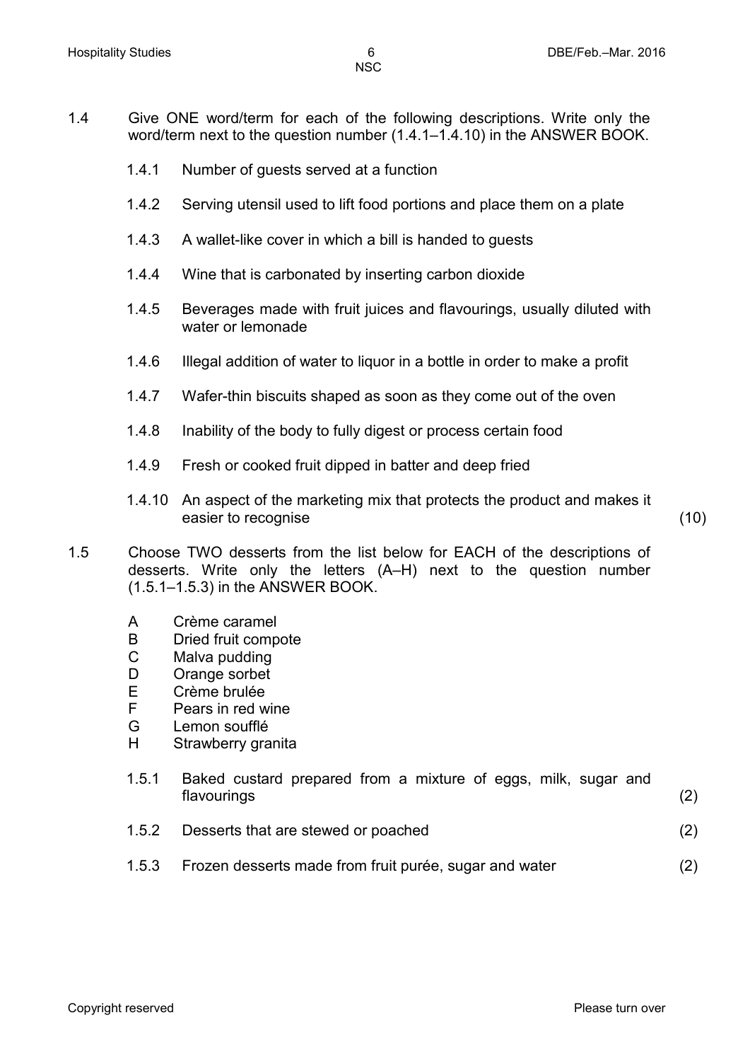1.4 Give ONE word/term for each of the following descriptions. Write only the word/term next to the question number (1.4.1–1.4.10) in the ANSWER BOOK.

1.4.1 Number of guests served at a function

1.4.2 Serving utensil used to lift food portions and place them on a plate

1.4.3 A wallet-like cover in which a bill is handed to guests

1.4.4 Wine that is carbonated by inserting carbon dioxide

1.4.5 Beverages made with fruit juices and flavourings, usually diluted with water or lemonade

1.4.6 Illegal addition of water to liquor in a bottle in order to make a profit

1.4.7 Wafer-thin biscuits shaped as soon as they come out of the oven

1.4.8 Inability of the body to fully digest or process certain food

1.4.9 Fresh or cooked fruit dipped in batter and deep fried

1.4.10 An aspect of the marketing mix that protects the product and makes it easier to recognise (10)

1.5 Choose TWO desserts from the list below for EACH of the descriptions of desserts. Write only the letters (A–H) next to the question number (1.5.1–1.5.3) in the ANSWER BOOK.

A Crème caramel
B Dried fruit compote
C Malva pudding
D Orange sorbet
E Crème brulée
F Pears in red wine
G Lemon soufflé
H Strawberry granita

1.5.1 Baked custard prepared from a mixture of eggs, milk, sugar and flavourings (2)

1.5.2 Desserts that are stewed or poached (2)

1.5.3 Frozen desserts made from fruit purée, sugar and water (2)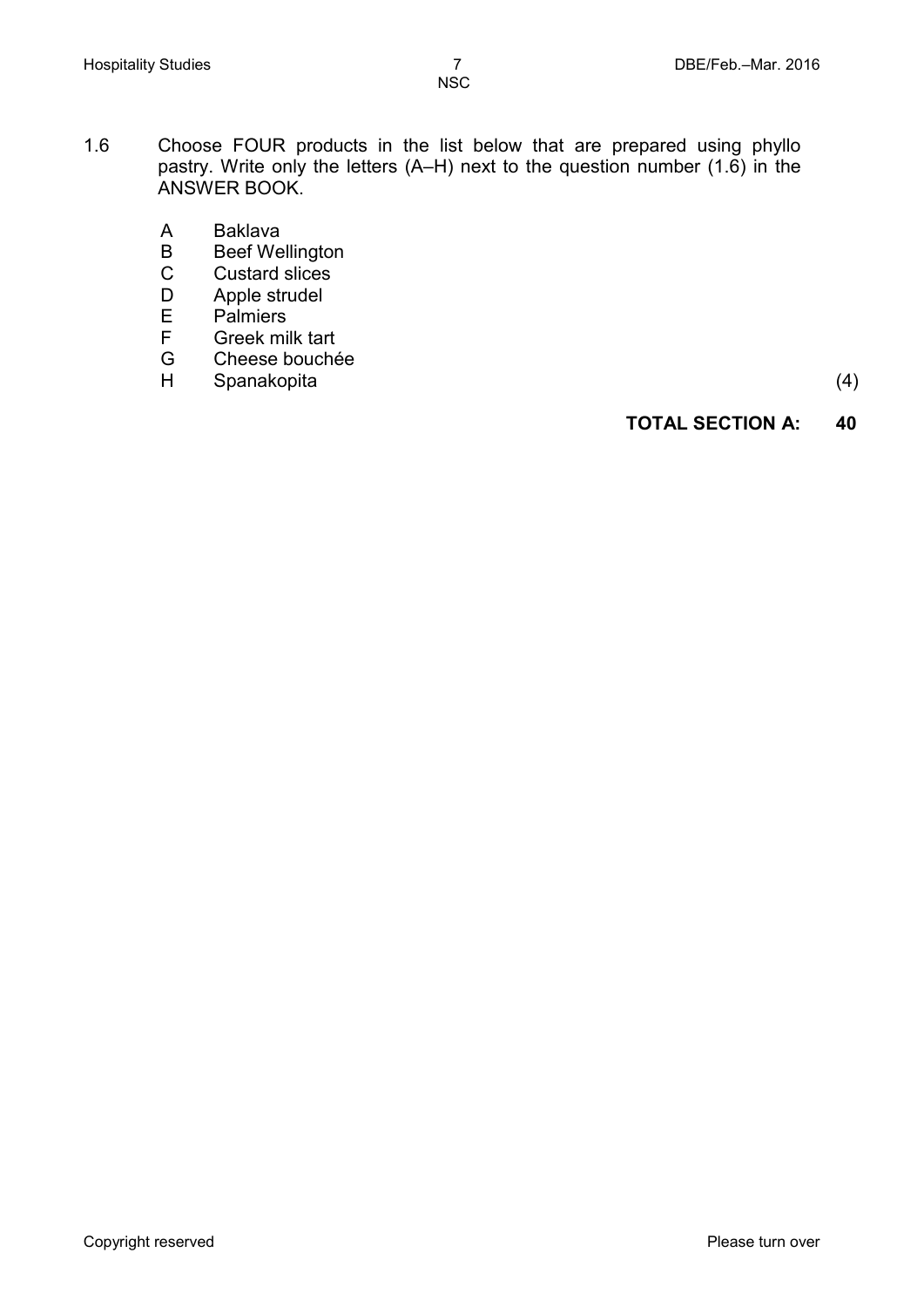1.6 Choose FOUR products in the list below that are prepared using phyllo pastry. Write only the letters (A–H) next to the question number (1.6) in the ANSWER BOOK.

A Baklava
B Beef Wellington
C Custard slices
D Apple strudel
E Palmiers
F Greek milk tart
G Cheese bouchée
H Spanakopita

(4)

**TOTAL SECTION A: 40**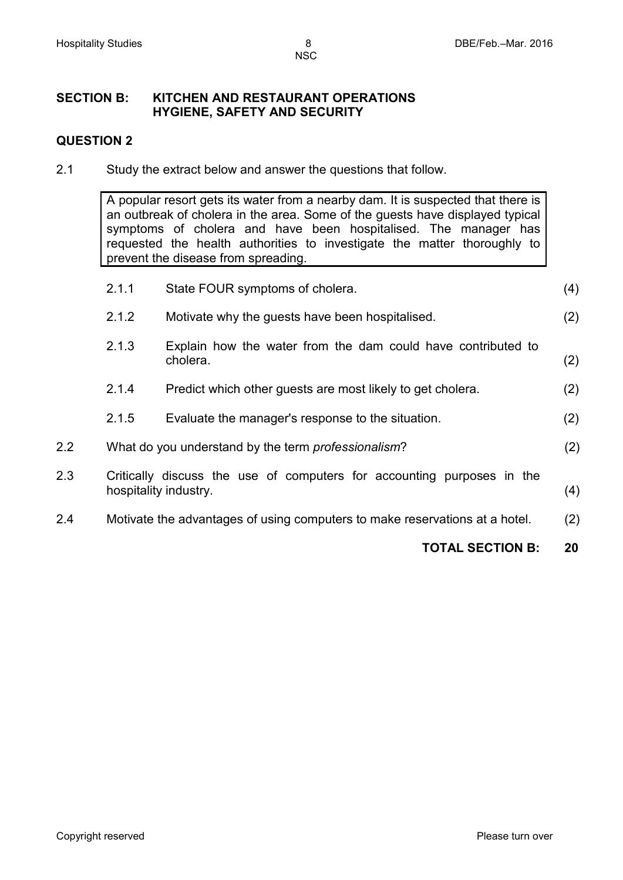## SECTION B: KITCHEN AND RESTAURANT OPERATIONS HYGIENE, SAFETY AND SECURITY

### QUESTION 2

2.1 Study the extract below and answer the questions that follow.

> A popular resort gets its water from a nearby dam. It is suspected that there is an outbreak of cholera in the area. Some of the guests have displayed typical symptoms of cholera and have been hospitalised. The manager has requested the health authorities to investigate the matter thoroughly to prevent the disease from spreading.

2.1.1 State FOUR symptoms of cholera. (4)

2.1.2 Motivate why the guests have been hospitalised. (2)

2.1.3 Explain how the water from the dam could have contributed to cholera. (2)

2.1.4 Predict which other guests are most likely to get cholera. (2)

2.1.5 Evaluate the manager's response to the situation. (2)

2.2 What do you understand by the term *professionalism*? (2)

2.3 Critically discuss the use of computers for accounting purposes in the hospitality industry. (4)

2.4 Motivate the advantages of using computers to make reservations at a hotel. (2)

**TOTAL SECTION B: 20**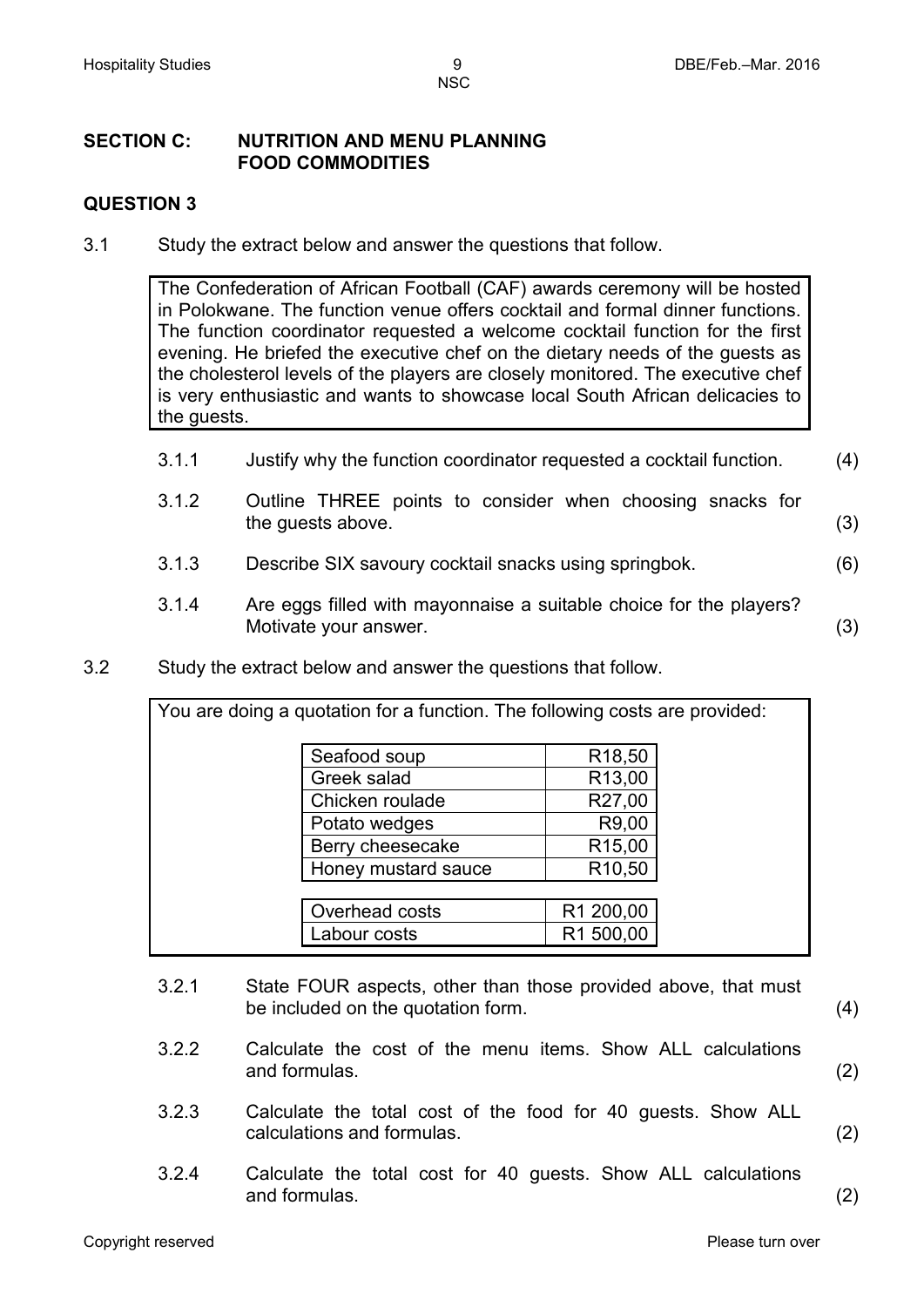## SECTION C: NUTRITION AND MENU PLANNING FOOD COMMODITIES

### QUESTION 3

3.1 Study the extract below and answer the questions that follow.

> The Confederation of African Football (CAF) awards ceremony will be hosted in Polokwane. The function venue offers cocktail and formal dinner functions. The function coordinator requested a welcome cocktail function for the first evening. He briefed the executive chef on the dietary needs of the guests as the cholesterol levels of the players are closely monitored. The executive chef is very enthusiastic and wants to showcase local South African delicacies to the guests.

3.1.1 Justify why the function coordinator requested a cocktail function. (4)

3.1.2 Outline THREE points to consider when choosing snacks for the guests above. (3)

3.1.3 Describe SIX savoury cocktail snacks using springbok. (6)

3.1.4 Are eggs filled with mayonnaise a suitable choice for the players? Motivate your answer. (3)

3.2 Study the extract below and answer the questions that follow.

You are doing a quotation for a function. The following costs are provided:

| Item | Cost |
|---|---|
| Seafood soup | R18,50 |
| Greek salad | R13,00 |
| Chicken roulade | R27,00 |
| Potato wedges | R9,00 |
| Berry cheesecake | R15,00 |
| Honey mustard sauce | R10,50 |

| Item | Cost |
|---|---|
| Overhead costs | R1 200,00 |
| Labour costs | R1 500,00 |

3.2.1 State FOUR aspects, other than those provided above, that must be included on the quotation form. (4)

3.2.2 Calculate the cost of the menu items. Show ALL calculations and formulas. (2)

3.2.3 Calculate the total cost of the food for 40 guests. Show ALL calculations and formulas. (2)

3.2.4 Calculate the total cost for 40 guests. Show ALL calculations and formulas. (2)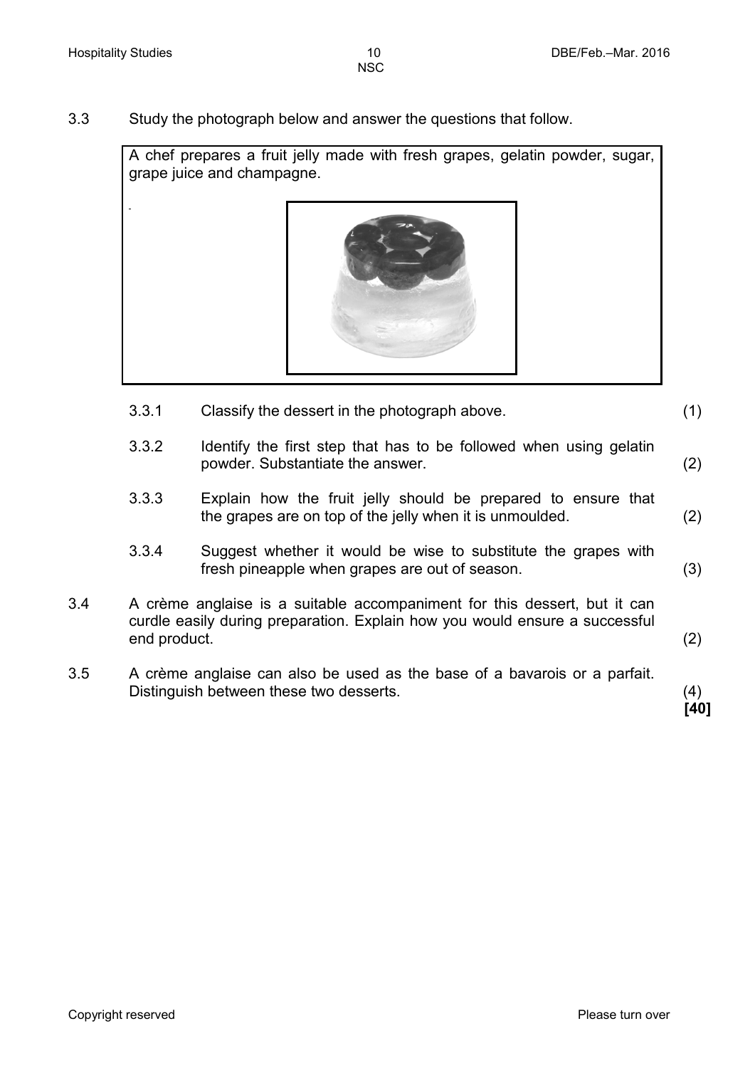3.3 Study the photograph below and answer the questions that follow.

A chef prepares a fruit jelly made with fresh grapes, gelatin powder, sugar, grape juice and champagne.

3.3.1 Classify the dessert in the photograph above. (1)

3.3.2 Identify the first step that has to be followed when using gelatin powder. Substantiate the answer. (2)

3.3.3 Explain how the fruit jelly should be prepared to ensure that the grapes are on top of the jelly when it is unmoulded. (2)

3.3.4 Suggest whether it would be wise to substitute the grapes with fresh pineapple when grapes are out of season. (3)

3.4 A crème anglaise is a suitable accompaniment for this dessert, but it can curdle easily during preparation. Explain how you would ensure a successful end product. (2)

3.5 A crème anglaise can also be used as the base of a bavarois or a parfait. Distinguish between these two desserts. (4)

**[40]**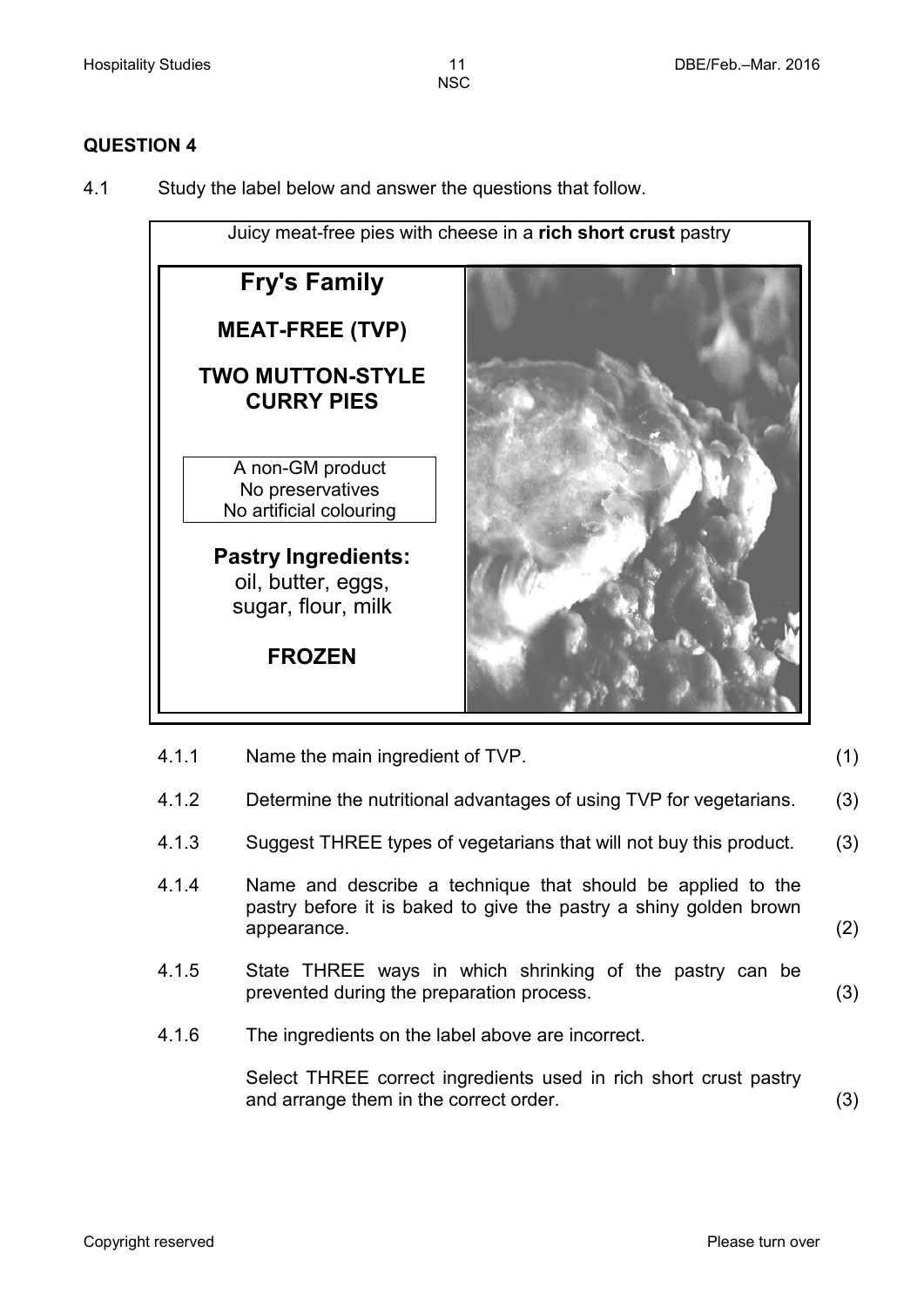## QUESTION 4

4.1 Study the label below and answer the questions that follow.

Juicy meat-free pies with cheese in a **rich short crust** pastry

**Fry's Family**

**MEAT-FREE (TVP)**

**TWO MUTTON-STYLE CURRY PIES**

A non-GM product
No preservatives
No artificial colouring

**Pastry Ingredients:**
oil, butter, eggs,
sugar, flour, milk

**FROZEN**

| | | |
|---|---|---|
| 4.1.1 | Name the main ingredient of TVP. | (1) |
| 4.1.2 | Determine the nutritional advantages of using TVP for vegetarians. | (3) |
| 4.1.3 | Suggest THREE types of vegetarians that will not buy this product. | (3) |
| 4.1.4 | Name and describe a technique that should be applied to the pastry before it is baked to give the pastry a shiny golden brown appearance. | (2) |
| 4.1.5 | State THREE ways in which shrinking of the pastry can be prevented during the preparation process. | (3) |
| 4.1.6 | The ingredients on the label above are incorrect.<br><br>Select THREE correct ingredients used in rich short crust pastry and arrange them in the correct order. | (3) |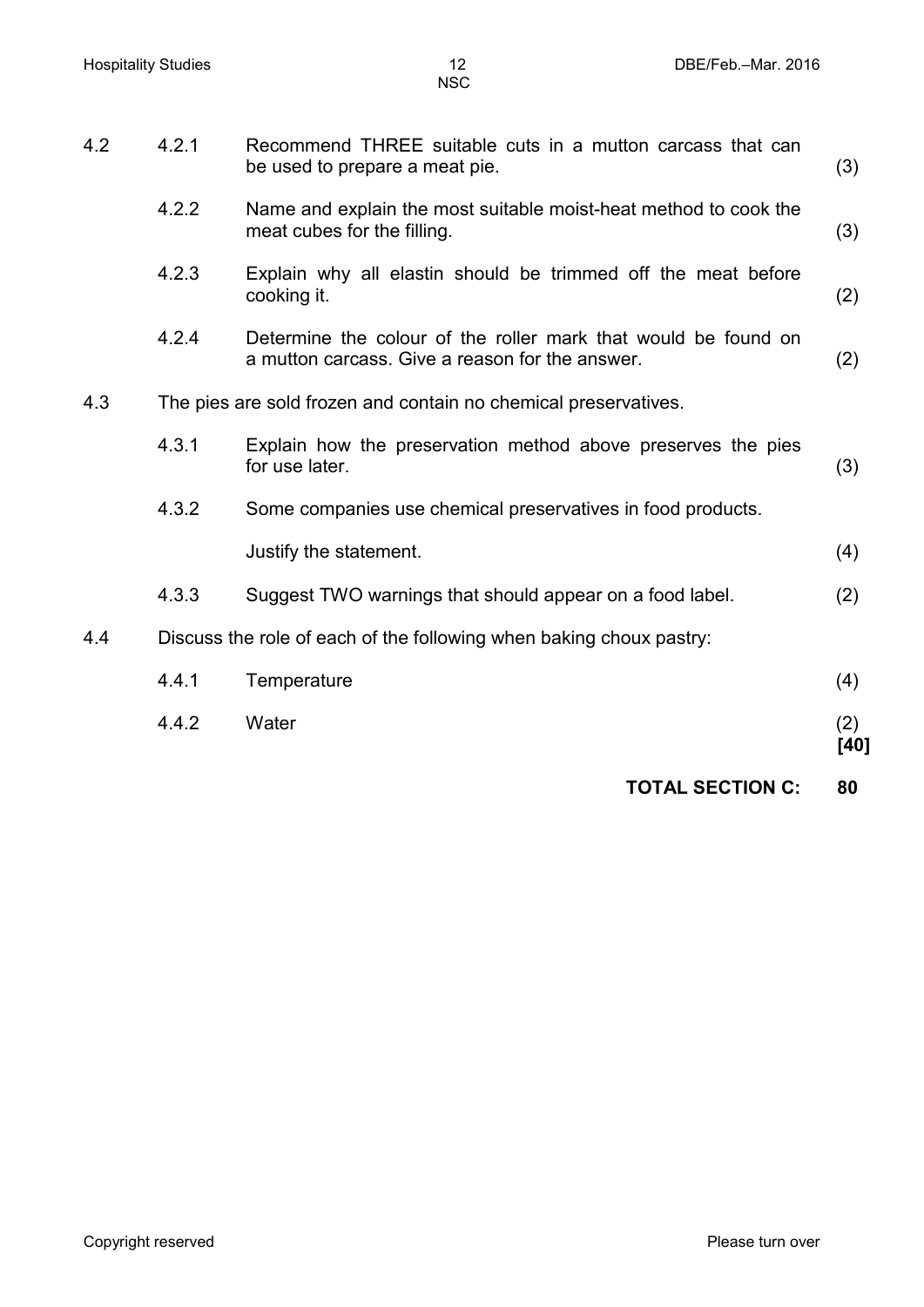| | | | |
|---|---|---|---|
| 4.2 | 4.2.1 | Recommend THREE suitable cuts in a mutton carcass that can be used to prepare a meat pie. | (3) |
| | 4.2.2 | Name and explain the most suitable moist-heat method to cook the meat cubes for the filling. | (3) |
| | 4.2.3 | Explain why all elastin should be trimmed off the meat before cooking it. | (2) |
| | 4.2.4 | Determine the colour of the roller mark that would be found on a mutton carcass. Give a reason for the answer. | (2) |
| 4.3 | The pies are sold frozen and contain no chemical preservatives. | | |
| | 4.3.1 | Explain how the preservation method above preserves the pies for use later. | (3) |
| | 4.3.2 | Some companies use chemical preservatives in food products.<br><br>Justify the statement. | (4) |
| | 4.3.3 | Suggest TWO warnings that should appear on a food label. | (2) |
| 4.4 | Discuss the role of each of the following when baking choux pastry: | | |
| | 4.4.1 | Temperature | (4) |
| | 4.4.2 | Water | (2)<br>**[40]** |

**TOTAL SECTION C: 80**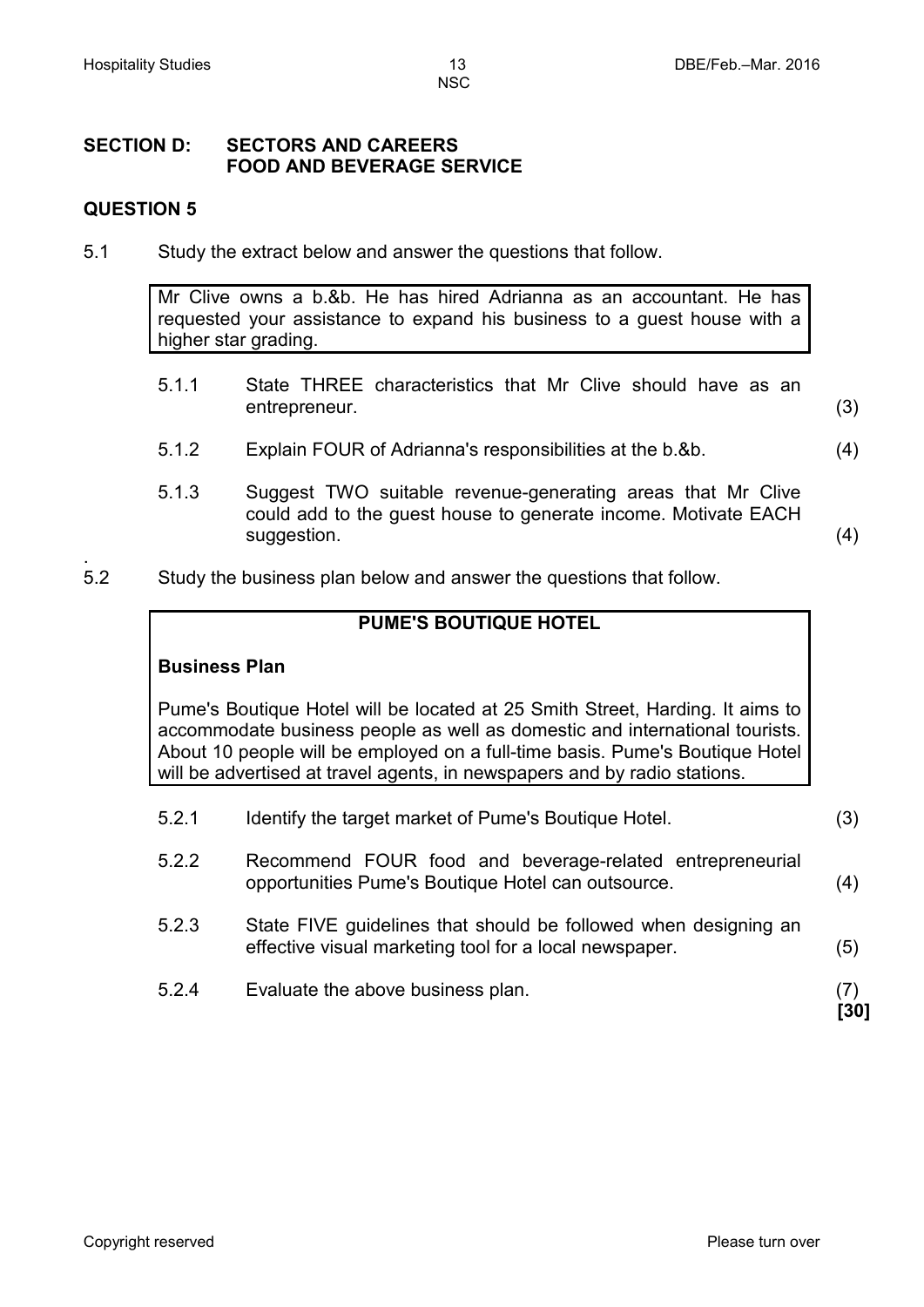## SECTION D: SECTORS AND CAREERS
## FOOD AND BEVERAGE SERVICE

### QUESTION 5

5.1 Study the extract below and answer the questions that follow.

> Mr Clive owns a b.&b. He has hired Adrianna as an accountant. He has requested your assistance to expand his business to a guest house with a higher star grading.

5.1.1 State THREE characteristics that Mr Clive should have as an entrepreneur. (3)

5.1.2 Explain FOUR of Adrianna's responsibilities at the b.&b. (4)

5.1.3 Suggest TWO suitable revenue-generating areas that Mr Clive could add to the guest house to generate income. Motivate EACH suggestion. (4)

5.2 Study the business plan below and answer the questions that follow.

> **PUME'S BOUTIQUE HOTEL**
>
> **Business Plan**
>
> Pume's Boutique Hotel will be located at 25 Smith Street, Harding. It aims to accommodate business people as well as domestic and international tourists. About 10 people will be employed on a full-time basis. Pume's Boutique Hotel will be advertised at travel agents, in newspapers and by radio stations.

5.2.1 Identify the target market of Pume's Boutique Hotel. (3)

5.2.2 Recommend FOUR food and beverage-related entrepreneurial opportunities Pume's Boutique Hotel can outsource. (4)

5.2.3 State FIVE guidelines that should be followed when designing an effective visual marketing tool for a local newspaper. (5)

5.2.4 Evaluate the above business plan. (7)

**[30]**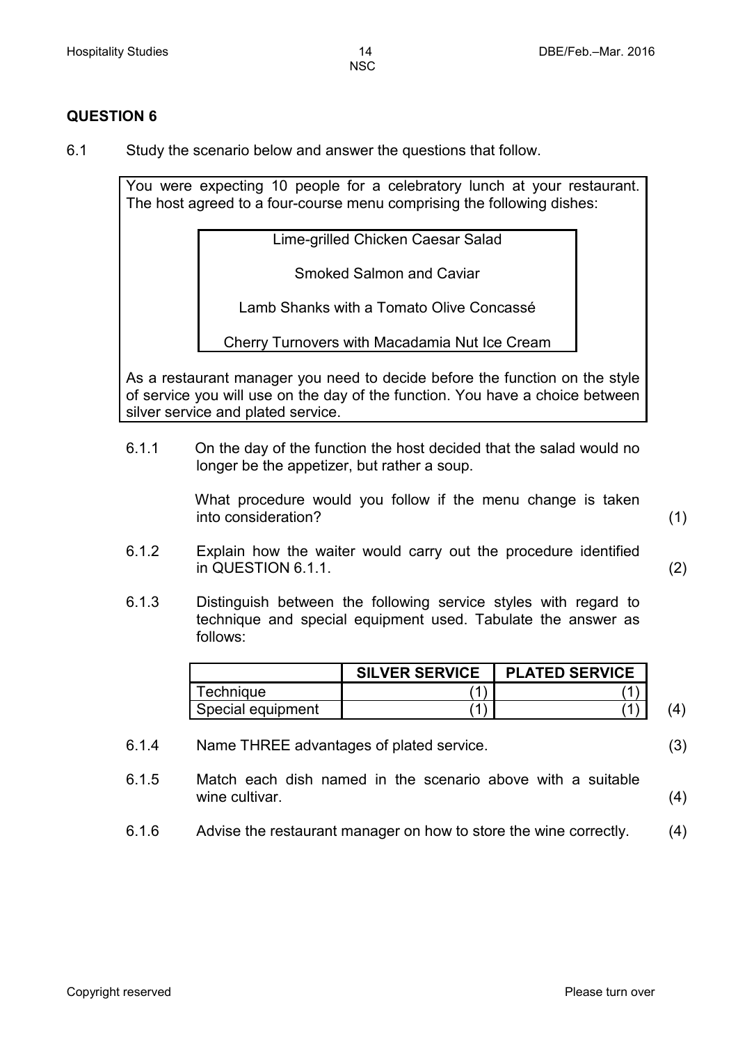## QUESTION 6

6.1 Study the scenario below and answer the questions that follow.

> You were expecting 10 people for a celebratory lunch at your restaurant. The host agreed to a four-course menu comprising the following dishes:
>
> Lime-grilled Chicken Caesar Salad
>
> Smoked Salmon and Caviar
>
> Lamb Shanks with a Tomato Olive Concassé
>
> Cherry Turnovers with Macadamia Nut Ice Cream
>
> As a restaurant manager you need to decide before the function on the style of service you will use on the day of the function. You have a choice between silver service and plated service.

6.1.1 On the day of the function the host decided that the salad would no longer be the appetizer, but rather a soup.

What procedure would you follow if the menu change is taken into consideration? (1)

6.1.2 Explain how the waiter would carry out the procedure identified in QUESTION 6.1.1. (2)

6.1.3 Distinguish between the following service styles with regard to technique and special equipment used. Tabulate the answer as follows:

| | SILVER SERVICE | PLATED SERVICE |
|---|---|---|
| Technique | (1) | (1) |
| Special equipment | (1) | (1) |

(4)

6.1.4 Name THREE advantages of plated service. (3)

6.1.5 Match each dish named in the scenario above with a suitable wine cultivar. (4)

6.1.6 Advise the restaurant manager on how to store the wine correctly. (4)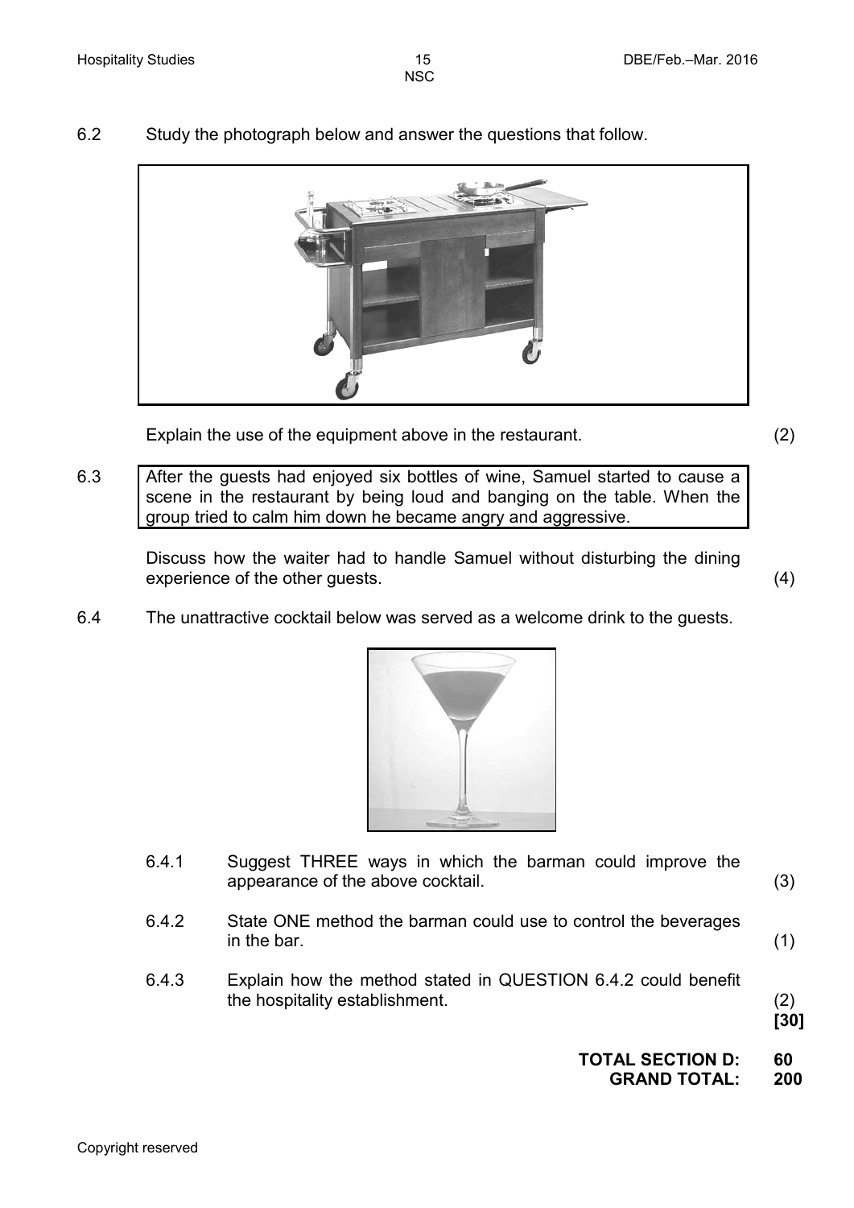6.2 Study the photograph below and answer the questions that follow.

Explain the use of the equipment above in the restaurant. (2)

6.3 After the guests had enjoyed six bottles of wine, Samuel started to cause a scene in the restaurant by being loud and banging on the table. When the group tried to calm him down he became angry and aggressive.

Discuss how the waiter had to handle Samuel without disturbing the dining experience of the other guests. (4)

6.4 The unattractive cocktail below was served as a welcome drink to the guests.

6.4.1 Suggest THREE ways in which the barman could improve the appearance of the above cocktail. (3)

6.4.2 State ONE method the barman could use to control the beverages in the bar. (1)

6.4.3 Explain how the method stated in QUESTION 6.4.2 could benefit the hospitality establishment. (2)
**[30]**

**TOTAL SECTION D: 60**
**GRAND TOTAL: 200**